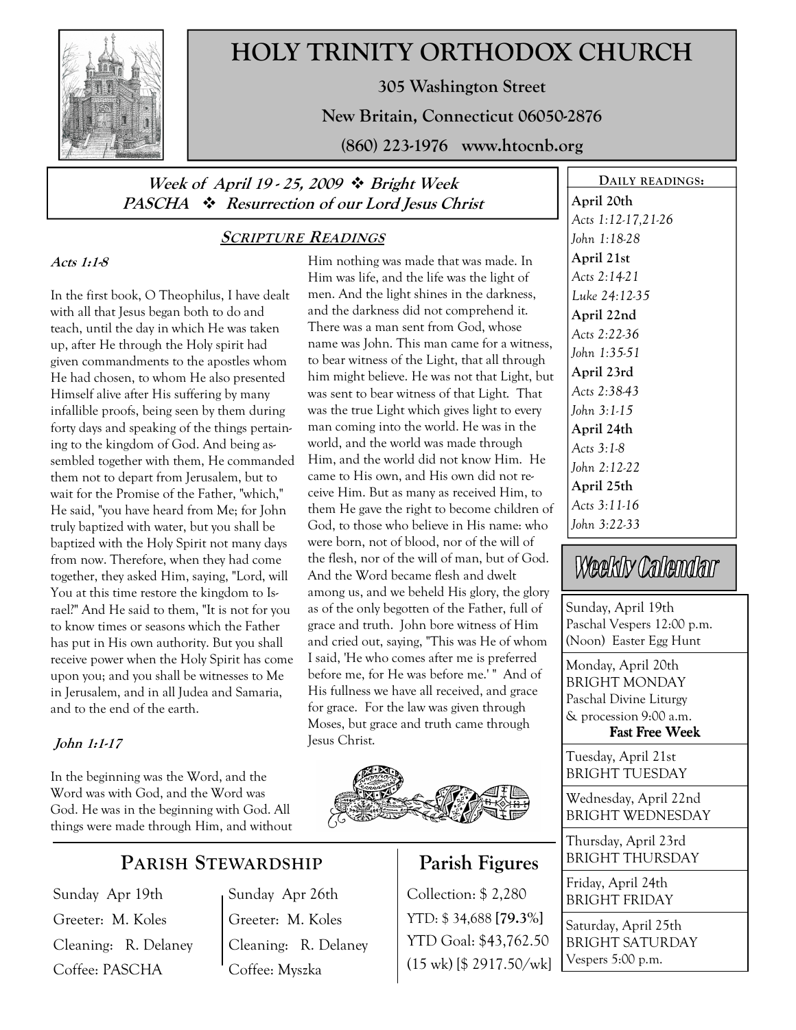# HOLY TRINITY ORTHODOX CHURCH

**305 Washington Street**

**New Britain, Connecticut 06050-2876**

**(860) 223-1976 www.htocnb.org**

***Week of April 19 - 25, 2009 ❖ Bright Week***
***PASCHA ❖ Resurrection of our Lord Jesus Christ***

## SCRIPTURE READINGS

***Acts 1:1-8***

In the first book, O Theophilus, I have dealt with all that Jesus began both to do and teach, until the day in which He was taken up, after He through the Holy spirit had given commandments to the apostles whom He had chosen, to whom He also presented Himself alive after His suffering by many infallible proofs, being seen by them during forty days and speaking of the things pertaining to the kingdom of God. And being assembled together with them, He commanded them not to depart from Jerusalem, but to wait for the Promise of the Father, "which," He said, "you have heard from Me; for John truly baptized with water, but you shall be baptized with the Holy Spirit not many days from now. Therefore, when they had come together, they asked Him, saying, "Lord, will You at this time restore the kingdom to Israel?" And He said to them, "It is not for you to know times or seasons which the Father has put in His own authority. But you shall receive power when the Holy Spirit has come upon you; and you shall be witnesses to Me in Jerusalem, and in all Judea and Samaria, and to the end of the earth.

***John 1:1-17***

In the beginning was the Word, and the Word was with God, and the Word was God. He was in the beginning with God. All things were made through Him, and without Him nothing was made that was made. In Him was life, and the life was the light of men. And the light shines in the darkness, and the darkness did not comprehend it. There was a man sent from God, whose name was John. This man came for a witness, to bear witness of the Light, that all through him might believe. He was not that Light, but was sent to bear witness of that Light. That was the true Light which gives light to every man coming into the world. He was in the world, and the world was made through Him, and the world did not know Him. He came to His own, and His own did not receive Him. But as many as received Him, to them He gave the right to become children of God, to those who believe in His name: who were born, not of blood, nor of the will of the flesh, nor of the will of man, but of God. And the Word became flesh and dwelt among us, and we beheld His glory, the glory as of the only begotten of the Father, full of grace and truth. John bore witness of Him and cried out, saying, "This was He of whom I said, 'He who comes after me is preferred before me, for He was before me.' " And of His fullness we have all received, and grace for grace. For the law was given through Moses, but grace and truth came through Jesus Christ.

## PARISH STEWARDSHIP

| Sunday Apr 19th | Sunday Apr 26th |
|---|---|
| Greeter: M. Koles | Greeter: M. Koles |
| Cleaning: R. Delaney | Cleaning: R. Delaney |
| Coffee: PASCHA | Coffee: Myszka |

## Parish Figures

Collection: $ 2,280

YTD: $ 34,688 **[79.3%]**

YTD Goal: $43,762.50

(15 wk) [$ 2917.50/wk]

### DAILY READINGS:

**April 20th**
*Acts 1:12-17,21-26*
*John 1:18-28*

**April 21st**
*Acts 2:14-21*
*Luke 24:12-35*

**April 22nd**
*Acts 2:22-36*
*John 1:35-51*

**April 23rd**
*Acts 2:38-43*
*John 3:1-15*

**April 24th**
*Acts 3:1-8*
*John 2:12-22*

**April 25th**
*Acts 3:11-16*
*John 3:22-33*

### Weekly Calendar

Sunday, April 19th
Paschal Vespers 12:00 p.m. (Noon) Easter Egg Hunt

Monday, April 20th
BRIGHT MONDAY
Paschal Divine Liturgy & procession 9:00 a.m.
**Fast Free Week**

Tuesday, April 21st
BRIGHT TUESDAY

Wednesday, April 22nd
BRIGHT WEDNESDAY

Thursday, April 23rd
BRIGHT THURSDAY

Friday, April 24th
BRIGHT FRIDAY

Saturday, April 25th
BRIGHT SATURDAY
Vespers 5:00 p.m.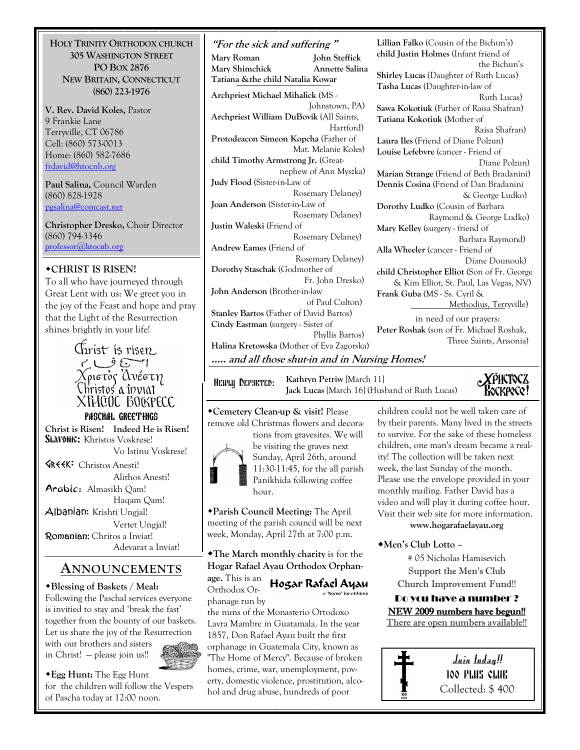**HOLY TRINITY ORTHODOX CHURCH**
**305 WASHINGTON STREET**
**PO BOX 2876**
**NEW BRITAIN, CONNECTICUT**
**(860) 223-1976**

**V. Rev. David Koles,** Pastor
9 Frankie Lane
Terryville, CT 06786
Cell: (860) 573-0013
Home: (860) 582-7686
frdavid@htocnb.org

**Paul Salina,** Council Warden
(860) 828-1928
pgsalina@comcast.net

**Christopher Dresko,** Choir Director
(860) 794-3346
professor@htocnb.org

**CHRIST IS RISEN!**
To all who have journeyed through Great Lent with us: We greet you in the joy of the Feast and hope and pray that the Light of the Resurrection shines brightly in your life!

Christ is risen
Χριστὸς Ἀνέστη
Christos a înviat
ХРИСТОС ВОСКРЕСЕ

**PASCHAL GREETINGS**

**Christ is Risen! Indeed He is Risen!**
**Slavonic:** Khristos Voskrese! Vo Istinu Voskrese!
**Greek:** Christos Anesti! Alithos Anesti!
**Arabic:** Almasikh Qam! Haqam Qam!
**Albanian:** Krishti Ungjal! Vertet Ungjal!
**Romanian:** Christos a Inviat! Adevarat a Inviat!

## ANNOUNCEMENTS

**Blessing of Baskets / Meal:** Following the Paschal services everyone is invitied to stay and 'break the fast' together from the bounty of our baskets. Let us share the joy of the Resurrection with our brothers and sisters in Christ! — please join us!!

**Egg Hunt:** The Egg Hunt for the children will follow the Vespers of Pascha today at 12:00 noon.

***"For the sick and suffering"***

**Mary Roman** — **John Steffick**
**Mary Shimchick** — **Annette Salina**
**Tatiana & the child Natalia Kowar**

**Archpriest Michael Mihalick** (MS - Johnstown, PA)
**Archpriest William DuBovik** (All Saints, Hartford)
**Protodeacon Simeon Kopcha** (Father of Mat. Melanie Koles)
**child Timothy Armstrong Jr.** (Great-nephew of Ann Myszka)
**Judy Flood** (Sister-in-Law of Rosemary Delaney)
**Joan Anderson** (Sister-in-Law of Rosemary Delaney)
**Justin Waleski** (Friend of Rosemary Delaney)
**Andrew Eames** (Friend of Rosemary Delaney)
**Dorothy Staschak** (Godmother of Fr. John Dresko)
**John Anderson** (Brother-in-law of Paul Culton)
**Stanley Bartos** (Father of David Bartos)
**Cindy Eastman** (surgery - Sister of Phyllis Bartos)
**Halina Kretowska** (Mother of Eva Zagorska)
**Lillian Falko** (Cousin of the Bichun's)
**child Justin Holmes** (Infant friend of the Bichun's
**Shirley Lucas** (Daughter of Ruth Lucas)
**Tasha Lucas** (Daughter-in-law of Ruth Lucas)
**Sawa Kokotiuk** (Father of Raisa Shafran)
**Tatiana Kokotiuk** (Mother of Raisa Shafran)
**Laura Iles** (Friend of Diane Polzun)
**Louise Lefebvre** (cancer - Friend of Diane Polzun)
**Marian Strange** (Friend of Beth Bradanini)
**Dennis Cosina** (Friend of Dan Bradanini & George Ludko)
**Dorothy Ludko** (Cousin of Barbara Raymond & George Ludko)
**Mary Kelley** (surgery - friend of Barbara Raymond)
**Alla Wheeler** (cancer - Friend of Diane Dounouk)
**child Christopher Elliot** (Son of Fr. George & Kim Elliot, St. Paul, Las Vegas, NV)
**Frank Guba** (MS - Ss. Cyril & Methodius, Terryville)

in need of our prayers:
**Peter Roshak** (son of Fr. Michael Roshak, Three Saints, Ansonia)

***..... and all those shut-in and in Nursing Homes!***

**NEWLY DEPARTED:** **Kathryn Petriw** [March 11]
**Jack Lucas** [March 16] (Husband of Ruth Lucas)

ХРИСТОС ВОСКРЕСЕ!

**Cemetery Clean-up & visit!** Please remove old Christmas flowers and decorations from gravesites. We will be visiting the graves next Sunday, April 26th, around 11:30-11:45, for the all parish Panikhida following coffee hour.

**Parish Council Meeting:** The April meeting of the parish council will be next week, Monday, April 27th at 7:00 p.m.

**The March monthly charity** is for the **Hogar Rafael Ayau Orthodox Orphanage.** This is an Orthodox Orphanage run by the nuns of the Monasterio Ortodoxo Lavra Mambre in Guatamala. In the year 1857, Don Rafael Ayau built the first orphanage in Guatemala City, known as "The Home of Mercy". Because of broken homes, crime, war, unemployment, poverty, domestic violence, prostitution, alcohol and drug abuse, hundreds of poor children could not be well taken care of by their parents. Many lived in the streets to survive. For the sake of these homeless children, one man's dream became a reality! The collection will be taken next week, the last Sunday of the month. Please use the envelope provided in your monthly mailing. Father David has a video and will play it during coffee hour. Visit their web site for more information.
**www.hogarafaelayau.org**

Hogar Rafael Ayau
a "home" for children

**Men's Club Lotto –**
# 05 Nicholas Hamisevich
Support the Men's Club Church Improvement Fund!!
**Do you have a number ?**
**NEW 2009 numbers have begun!!**
There are open numbers available!!

*Join today!!*
**100 PLUS CLUB**
Collected: $ 400